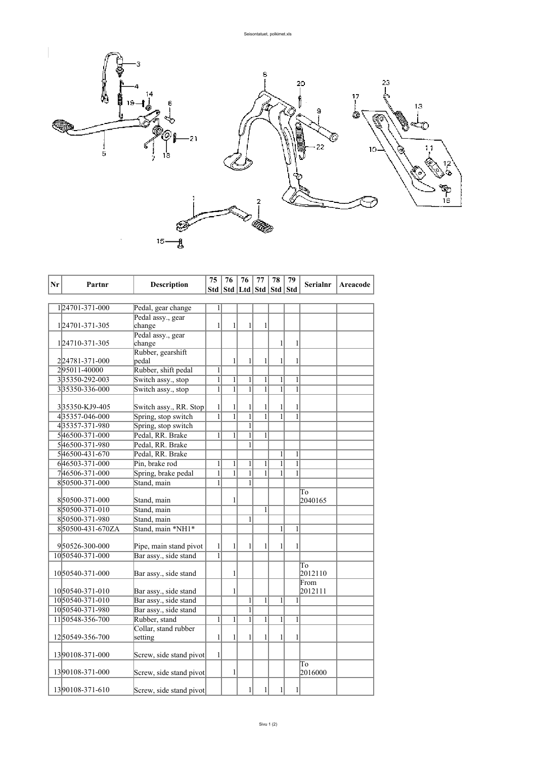| Nr | Partnr | Description | 75 Std | 76 Std | 76 Ltd | 77 Std | 78 Std | 79 Std | Serialnr | Areacode |
|---|---|---|---|---|---|---|---|---|---|---|
| 1 | 24701-371-000 | Pedal, gear change | 1 | | | | | | | |
| 1 | 24701-371-305 | Pedal assy., gear change | 1 | 1 | 1 | 1 | | | | |
| 1 | 24710-371-305 | Pedal assy., gear change | | | | | 1 | 1 | | |
| 2 | 24781-371-000 | Rubber, gearshift pedal | | 1 | 1 | 1 | 1 | 1 | | |
| 2 | 95011-40000 | Rubber, shift pedal | 1 | | | | | | | |
| 3 | 35350-292-003 | Switch assy., stop | 1 | 1 | 1 | 1 | 1 | 1 | | |
| 3 | 35350-336-000 | Switch assy., stop | 1 | 1 | 1 | 1 | 1 | 1 | | |
| 3 | 35350-KJ9-405 | Switch assy., RR. Stop | 1 | 1 | 1 | 1 | 1 | 1 | | |
| 4 | 35357-046-000 | Spring, stop switch | 1 | 1 | 1 | 1 | 1 | 1 | | |
| 4 | 35357-371-980 | Spring, stop switch | | | 1 | | | | | |
| 5 | 46500-371-000 | Pedal, RR. Brake | 1 | 1 | 1 | 1 | | | | |
| 5 | 46500-371-980 | Pedal, RR. Brake | | | 1 | | | | | |
| 5 | 46500-431-670 | Pedal, RR. Brake | | | | | 1 | 1 | | |
| 6 | 46503-371-000 | Pin, brake rod | 1 | 1 | 1 | 1 | 1 | 1 | | |
| 7 | 46506-371-000 | Spring, brake pedal | 1 | 1 | 1 | 1 | 1 | 1 | | |
| 8 | 50500-371-000 | Stand, main | 1 | | 1 | | | | | |
| 8 | 50500-371-000 | Stand, main | | 1 | | | | | To 2040165 | |
| 8 | 50500-371-010 | Stand, main | | | | 1 | | | | |
| 8 | 50500-371-980 | Stand, main | | | 1 | | | | | |
| 8 | 50500-431-670ZA | Stand, main *NH1* | | | | | 1 | 1 | | |
| 9 | 50526-300-000 | Pipe, main stand pivot | 1 | 1 | 1 | 1 | 1 | 1 | | |
| 10 | 50540-371-000 | Bar assy., side stand | 1 | | | | | | | |
| 10 | 50540-371-000 | Bar assy., side stand | | 1 | | | | | To 2012110 | |
| 10 | 50540-371-010 | Bar assy., side stand | | 1 | | | | | From 2012111 | |
| 10 | 50540-371-010 | Bar assy., side stand | | | 1 | 1 | 1 | 1 | | |
| 10 | 50540-371-980 | Bar assy., side stand | | | 1 | | | | | |
| 11 | 50548-356-700 | Rubber, stand | 1 | 1 | 1 | 1 | 1 | 1 | | |
| 12 | 50549-356-700 | Collar, stand rubber setting | 1 | 1 | 1 | 1 | 1 | 1 | | |
| 13 | 90108-371-000 | Screw, side stand pivot | 1 | | | | | | | |
| 13 | 90108-371-000 | Screw, side stand pivot | | 1 | | | | | To 2016000 | |
| 13 | 90108-371-610 | Screw, side stand pivot | | | 1 | 1 | 1 | 1 | | |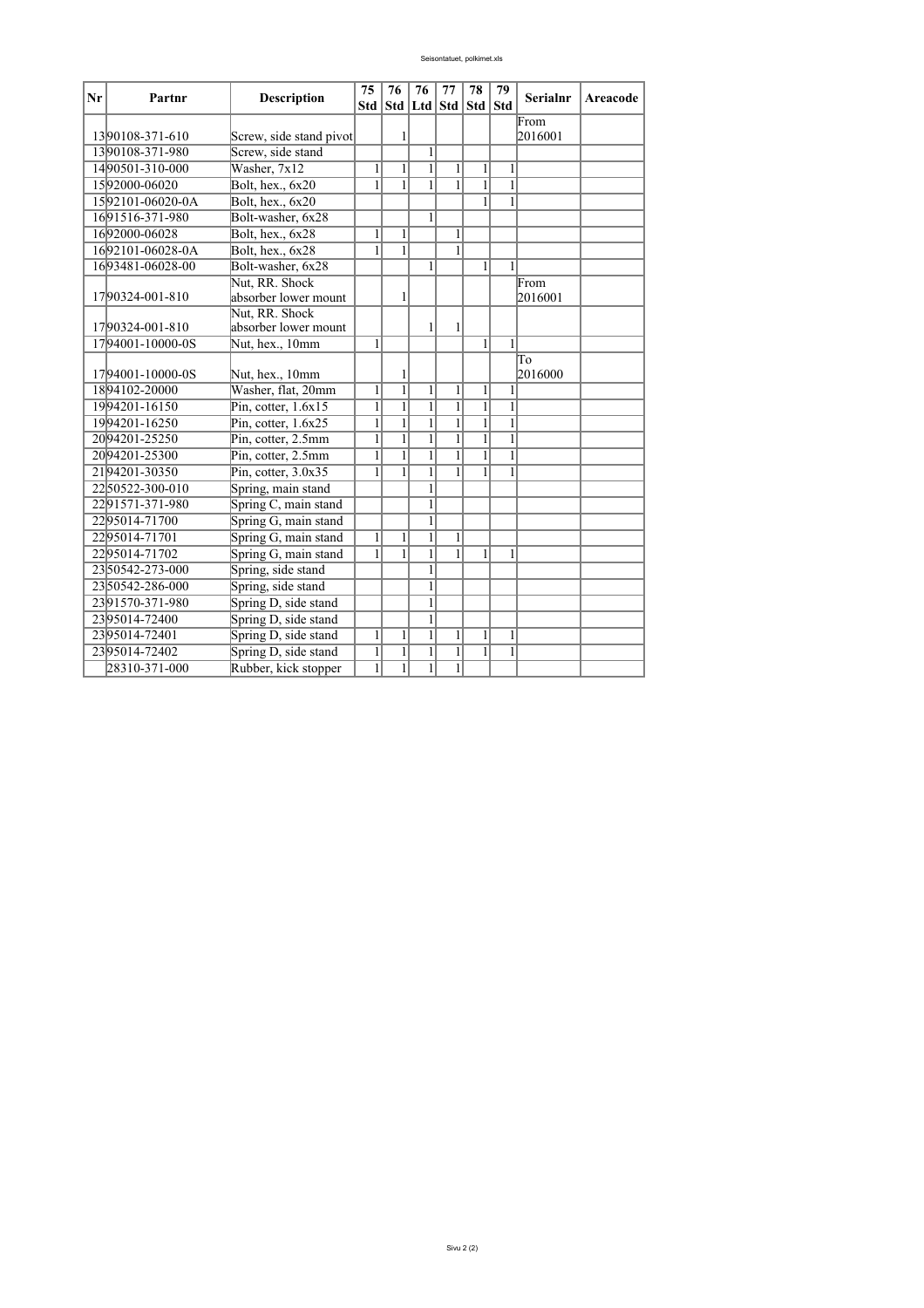| Nr | Partnr | Description | 75 Std | 76 Std | 76 Ltd | 77 Std | 78 Std | 79 Std | Serialnr | Areacode |
|---|---|---|---|---|---|---|---|---|---|---|
| 13 | 90108-371-610 | Screw, side stand pivot | | 1 | | | | | From 2016001 | |
| 13 | 90108-371-980 | Screw, side stand | | | 1 | | | | | |
| 14 | 90501-310-000 | Washer, 7x12 | 1 | 1 | 1 | 1 | 1 | 1 | | |
| 15 | 92000-06020 | Bolt, hex., 6x20 | 1 | 1 | 1 | 1 | 1 | 1 | | |
| 15 | 92101-06020-0A | Bolt, hex., 6x20 | | | | | 1 | 1 | | |
| 16 | 91516-371-980 | Bolt-washer, 6x28 | | | 1 | | | | | |
| 16 | 92000-06028 | Bolt, hex., 6x28 | 1 | 1 | | 1 | | | | |
| 16 | 92101-06028-0A | Bolt, hex., 6x28 | 1 | 1 | | 1 | | | | |
| 16 | 93481-06028-00 | Bolt-washer, 6x28 | | | 1 | | 1 | 1 | | |
| 17 | 90324-001-810 | Nut, RR. Shock absorber lower mount | | 1 | | | | | From 2016001 | |
| 17 | 90324-001-810 | Nut, RR. Shock absorber lower mount | | | 1 | 1 | | | | |
| 17 | 94001-10000-0S | Nut, hex., 10mm | 1 | | | | 1 | 1 | | |
| 17 | 94001-10000-0S | Nut, hex., 10mm | | 1 | | | | | To 2016000 | |
| 18 | 94102-20000 | Washer, flat, 20mm | 1 | 1 | 1 | 1 | 1 | 1 | | |
| 19 | 94201-16150 | Pin, cotter, 1.6x15 | 1 | 1 | 1 | 1 | 1 | 1 | | |
| 19 | 94201-16250 | Pin, cotter, 1.6x25 | 1 | 1 | 1 | 1 | 1 | 1 | | |
| 20 | 94201-25250 | Pin, cotter, 2.5mm | 1 | 1 | 1 | 1 | 1 | 1 | | |
| 20 | 94201-25300 | Pin, cotter, 2.5mm | 1 | 1 | 1 | 1 | 1 | 1 | | |
| 21 | 94201-30350 | Pin, cotter, 3.0x35 | 1 | 1 | 1 | 1 | 1 | 1 | | |
| 22 | 50522-300-010 | Spring, main stand | | | 1 | | | | | |
| 22 | 91571-371-980 | Spring C, main stand | | | 1 | | | | | |
| 22 | 95014-71700 | Spring G, main stand | | | 1 | | | | | |
| 22 | 95014-71701 | Spring G, main stand | 1 | 1 | 1 | 1 | | | | |
| 22 | 95014-71702 | Spring G, main stand | 1 | 1 | 1 | 1 | 1 | 1 | | |
| 23 | 50542-273-000 | Spring, side stand | | | 1 | | | | | |
| 23 | 50542-286-000 | Spring, side stand | | | 1 | | | | | |
| 23 | 91570-371-980 | Spring D, side stand | | | 1 | | | | | |
| 23 | 95014-72400 | Spring D, side stand | | | 1 | | | | | |
| 23 | 95014-72401 | Spring D, side stand | 1 | 1 | 1 | 1 | 1 | 1 | | |
| 23 | 95014-72402 | Spring D, side stand | 1 | 1 | 1 | 1 | 1 | 1 | | |
| | 28310-371-000 | Rubber, kick stopper | 1 | 1 | 1 | 1 | | | | |